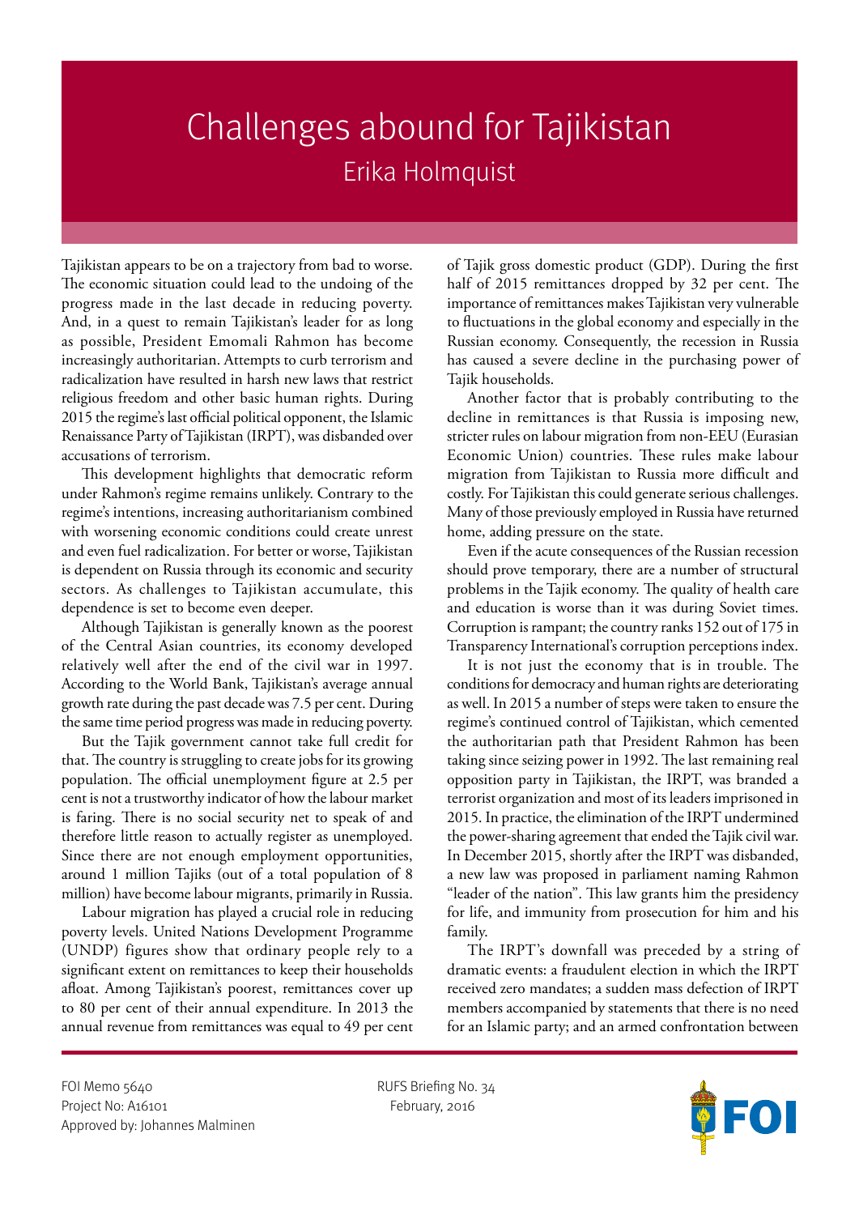# Challenges abound for Tajikistan

## Erika Holmquist

Tajikistan appears to be on a trajectory from bad to worse. The economic situation could lead to the undoing of the progress made in the last decade in reducing poverty. And, in a quest to remain Tajikistan's leader for as long as possible, President Emomali Rahmon has become increasingly authoritarian. Attempts to curb terrorism and radicalization have resulted in harsh new laws that restrict religious freedom and other basic human rights. During 2015 the regime's last official political opponent, the Islamic Renaissance Party of Tajikistan (IRPT), was disbanded over accusations of terrorism.

This development highlights that democratic reform under Rahmon's regime remains unlikely. Contrary to the regime's intentions, increasing authoritarianism combined with worsening economic conditions could create unrest and even fuel radicalization. For better or worse, Tajikistan is dependent on Russia through its economic and security sectors. As challenges to Tajikistan accumulate, this dependence is set to become even deeper.

Although Tajikistan is generally known as the poorest of the Central Asian countries, its economy developed relatively well after the end of the civil war in 1997. According to the World Bank, Tajikistan's average annual growth rate during the past decade was 7.5 per cent. During the same time period progress was made in reducing poverty.

But the Tajik government cannot take full credit for that. The country is struggling to create jobs for its growing population. The official unemployment figure at 2.5 per cent is not a trustworthy indicator of how the labour market is faring. There is no social security net to speak of and therefore little reason to actually register as unemployed. Since there are not enough employment opportunities, around 1 million Tajiks (out of a total population of 8 million) have become labour migrants, primarily in Russia.

Labour migration has played a crucial role in reducing poverty levels. United Nations Development Programme (UNDP) figures show that ordinary people rely to a significant extent on remittances to keep their households afloat. Among Tajikistan's poorest, remittances cover up to 80 per cent of their annual expenditure. In 2013 the annual revenue from remittances was equal to 49 per cent of Tajik gross domestic product (GDP). During the first half of 2015 remittances dropped by 32 per cent. The importance of remittances makes Tajikistan very vulnerable to fluctuations in the global economy and especially in the Russian economy. Consequently, the recession in Russia has caused a severe decline in the purchasing power of Tajik households.

Another factor that is probably contributing to the decline in remittances is that Russia is imposing new, stricter rules on labour migration from non-EEU (Eurasian Economic Union) countries. These rules make labour migration from Tajikistan to Russia more difficult and costly. For Tajikistan this could generate serious challenges. Many of those previously employed in Russia have returned home, adding pressure on the state.

Even if the acute consequences of the Russian recession should prove temporary, there are a number of structural problems in the Tajik economy. The quality of health care and education is worse than it was during Soviet times. Corruption is rampant; the country ranks 152 out of 175 in Transparency International's corruption perceptions index.

It is not just the economy that is in trouble. The conditions for democracy and human rights are deteriorating as well. In 2015 a number of steps were taken to ensure the regime's continued control of Tajikistan, which cemented the authoritarian path that President Rahmon has been taking since seizing power in 1992. The last remaining real opposition party in Tajikistan, the IRPT, was branded a terrorist organization and most of its leaders imprisoned in 2015. In practice, the elimination of the IRPT undermined the power-sharing agreement that ended the Tajik civil war. In December 2015, shortly after the IRPT was disbanded, a new law was proposed in parliament naming Rahmon "leader of the nation". This law grants him the presidency for life, and immunity from prosecution for him and his family.

The IRPT's downfall was preceded by a string of dramatic events: a fraudulent election in which the IRPT received zero mandates; a sudden mass defection of IRPT members accompanied by statements that there is no need for an Islamic party; and an armed confrontation between

FOI Memo 5640
Project No: A16101
Approved by: Johannes Malminen

RUFS Briefing No. 34
February, 2016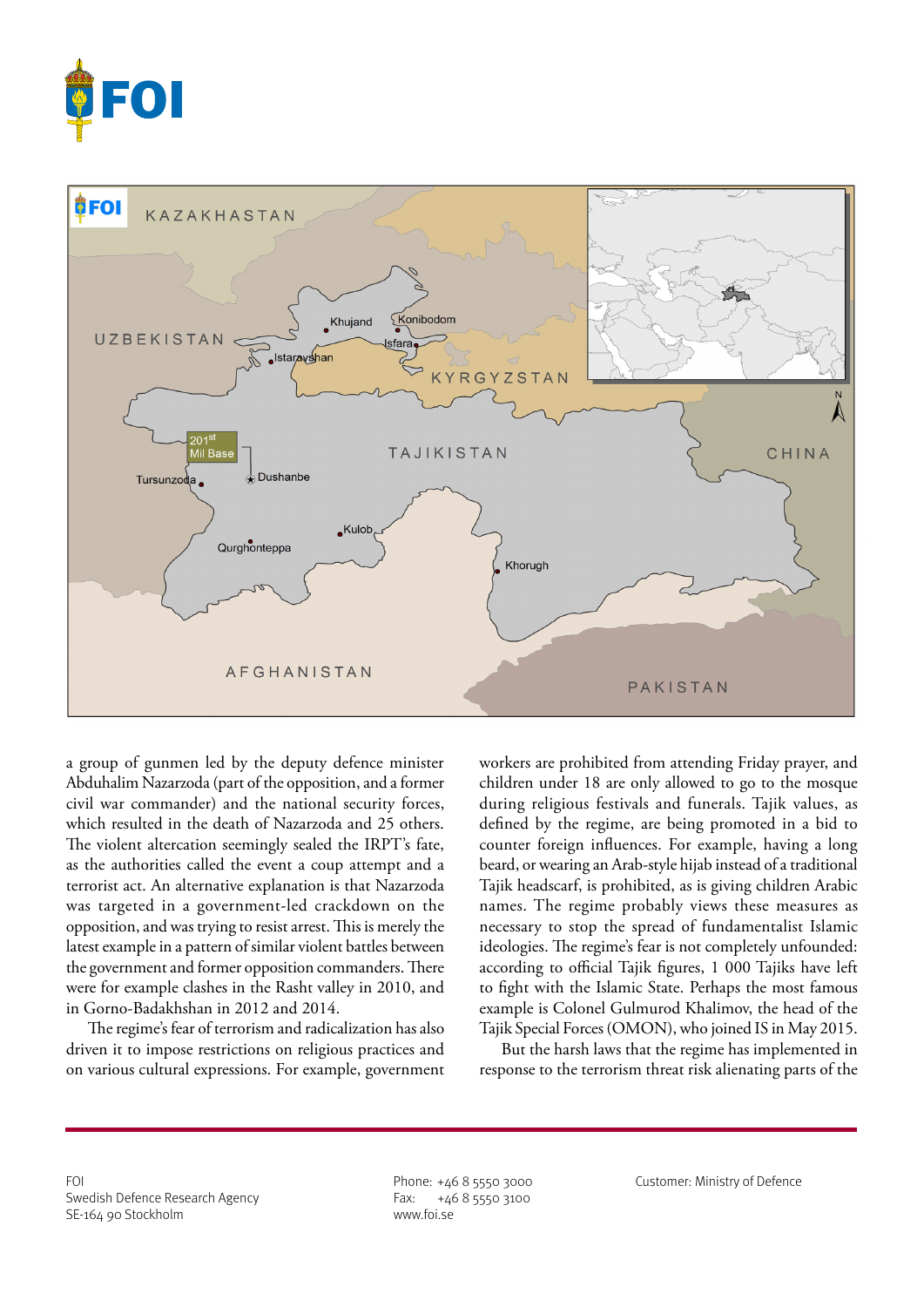a group of gunmen led by the deputy defence minister Abduhalim Nazarzoda (part of the opposition, and a former civil war commander) and the national security forces, which resulted in the death of Nazarzoda and 25 others. The violent altercation seemingly sealed the IRPT's fate, as the authorities called the event a coup attempt and a terrorist act. An alternative explanation is that Nazarzoda was targeted in a government-led crackdown on the opposition, and was trying to resist arrest. This is merely the latest example in a pattern of similar violent battles between the government and former opposition commanders. There were for example clashes in the Rasht valley in 2010, and in Gorno-Badakhshan in 2012 and 2014.

The regime's fear of terrorism and radicalization has also driven it to impose restrictions on religious practices and on various cultural expressions. For example, government workers are prohibited from attending Friday prayer, and children under 18 are only allowed to go to the mosque during religious festivals and funerals. Tajik values, as defined by the regime, are being promoted in a bid to counter foreign influences. For example, having a long beard, or wearing an Arab-style hijab instead of a traditional Tajik headscarf, is prohibited, as is giving children Arabic names. The regime probably views these measures as necessary to stop the spread of fundamentalist Islamic ideologies. The regime's fear is not completely unfounded: according to official Tajik figures, 1 000 Tajiks have left to fight with the Islamic State. Perhaps the most famous example is Colonel Gulmurod Khalimov, the head of the Tajik Special Forces (OMON), who joined IS in May 2015.

But the harsh laws that the regime has implemented in response to the terrorism threat risk alienating parts of the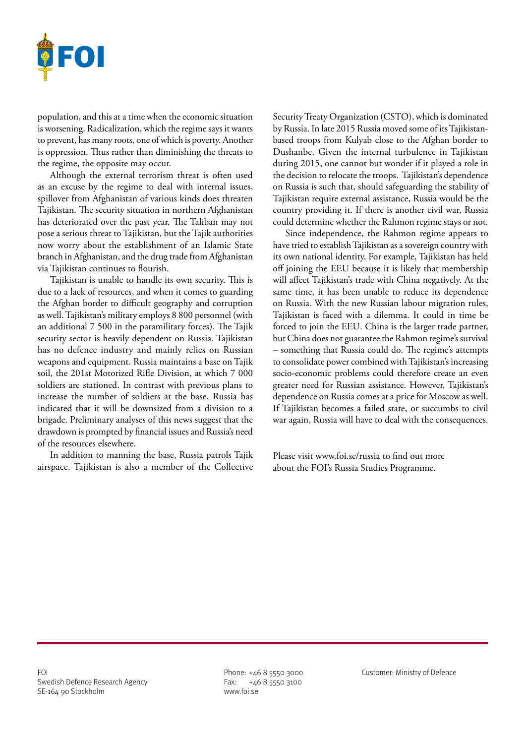population, and this at a time when the economic situation is worsening. Radicalization, which the regime says it wants to prevent, has many roots, one of which is poverty. Another is oppression. Thus rather than diminishing the threats to the regime, the opposite may occur.

Although the external terrorism threat is often used as an excuse by the regime to deal with internal issues, spillover from Afghanistan of various kinds does threaten Tajikistan. The security situation in northern Afghanistan has deteriorated over the past year. The Taliban may not pose a serious threat to Tajikistan, but the Tajik authorities now worry about the establishment of an Islamic State branch in Afghanistan, and the drug trade from Afghanistan via Tajikistan continues to flourish.

Tajikistan is unable to handle its own security. This is due to a lack of resources, and when it comes to guarding the Afghan border to difficult geography and corruption as well. Tajikistan's military employs 8 800 personnel (with an additional 7 500 in the paramilitary forces). The Tajik security sector is heavily dependent on Russia. Tajikistan has no defence industry and mainly relies on Russian weapons and equipment. Russia maintains a base on Tajik soil, the 201st Motorized Rifle Division, at which 7 000 soldiers are stationed. In contrast with previous plans to increase the number of soldiers at the base, Russia has indicated that it will be downsized from a division to a brigade. Preliminary analyses of this news suggest that the drawdown is prompted by financial issues and Russia's need of the resources elsewhere.

In addition to manning the base, Russia patrols Tajik airspace. Tajikistan is also a member of the Collective Security Treaty Organization (CSTO), which is dominated by Russia. In late 2015 Russia moved some of its Tajikistan-based troops from Kulyab close to the Afghan border to Dushanbe. Given the internal turbulence in Tajikistan during 2015, one cannot but wonder if it played a role in the decision to relocate the troops. Tajikistan's dependence on Russia is such that, should safeguarding the stability of Tajikistan require external assistance, Russia would be the country providing it. If there is another civil war, Russia could determine whether the Rahmon regime stays or not.

Since independence, the Rahmon regime appears to have tried to establish Tajikistan as a sovereign country with its own national identity. For example, Tajikistan has held off joining the EEU because it is likely that membership will affect Tajikistan's trade with China negatively. At the same time, it has been unable to reduce its dependence on Russia. With the new Russian labour migration rules, Tajikistan is faced with a dilemma. It could in time be forced to join the EEU. China is the larger trade partner, but China does not guarantee the Rahmon regime's survival – something that Russia could do. The regime's attempts to consolidate power combined with Tajikistan's increasing socio-economic problems could therefore create an even greater need for Russian assistance. However, Tajikistan's dependence on Russia comes at a price for Moscow as well. If Tajikistan becomes a failed state, or succumbs to civil war again, Russia will have to deal with the consequences.

Please visit www.foi.se/russia to find out more about the FOI's Russia Studies Programme.

FOI
Swedish Defence Research Agency
SE-164 90 Stockholm

Phone: +46 8 5550 3000
Fax: +46 8 5550 3100
www.foi.se

Customer: Ministry of Defence